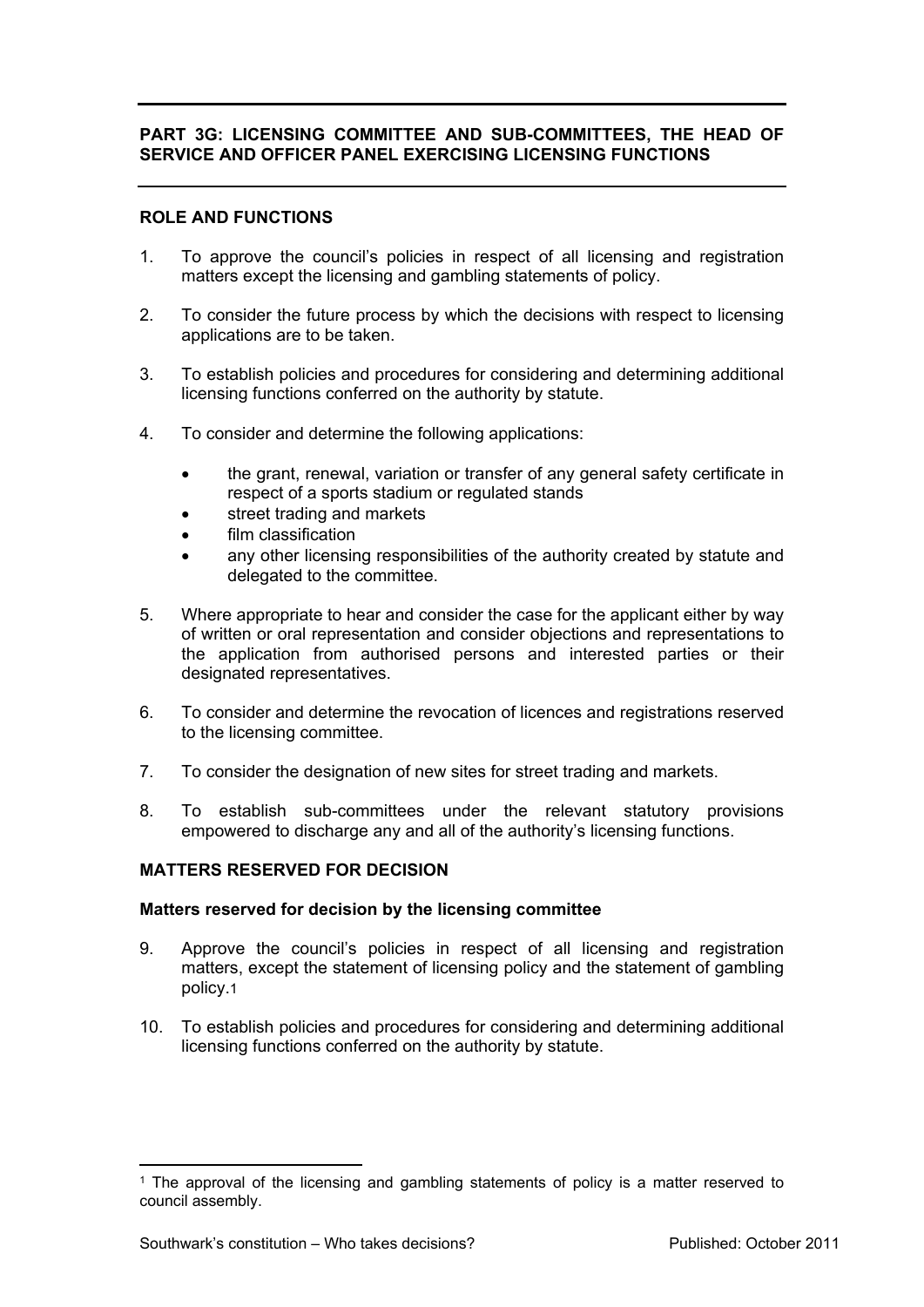## PART 3G: LICENSING COMMITTEE AND SUB-COMMITTEES, THE HEAD OF SERVICE AND OFFICER PANEL EXERCISING LICENSING FUNCTIONS

### ROLE AND FUNCTIONS

1. To approve the council's policies in respect of all licensing and registration matters except the licensing and gambling statements of policy.

2. To consider the future process by which the decisions with respect to licensing applications are to be taken.

3. To establish policies and procedures for considering and determining additional licensing functions conferred on the authority by statute.

4. To consider and determine the following applications:

   - the grant, renewal, variation or transfer of any general safety certificate in respect of a sports stadium or regulated stands
   - street trading and markets
   - film classification
   - any other licensing responsibilities of the authority created by statute and delegated to the committee.

5. Where appropriate to hear and consider the case for the applicant either by way of written or oral representation and consider objections and representations to the application from authorised persons and interested parties or their designated representatives.

6. To consider and determine the revocation of licences and registrations reserved to the licensing committee.

7. To consider the designation of new sites for street trading and markets.

8. To establish sub-committees under the relevant statutory provisions empowered to discharge any and all of the authority's licensing functions.

### MATTERS RESERVED FOR DECISION

#### Matters reserved for decision by the licensing committee

9. Approve the council's policies in respect of all licensing and registration matters, except the statement of licensing policy and the statement of gambling policy.[1]

10. To establish policies and procedures for considering and determining additional licensing functions conferred on the authority by statute.

---

[1] The approval of the licensing and gambling statements of policy is a matter reserved to council assembly.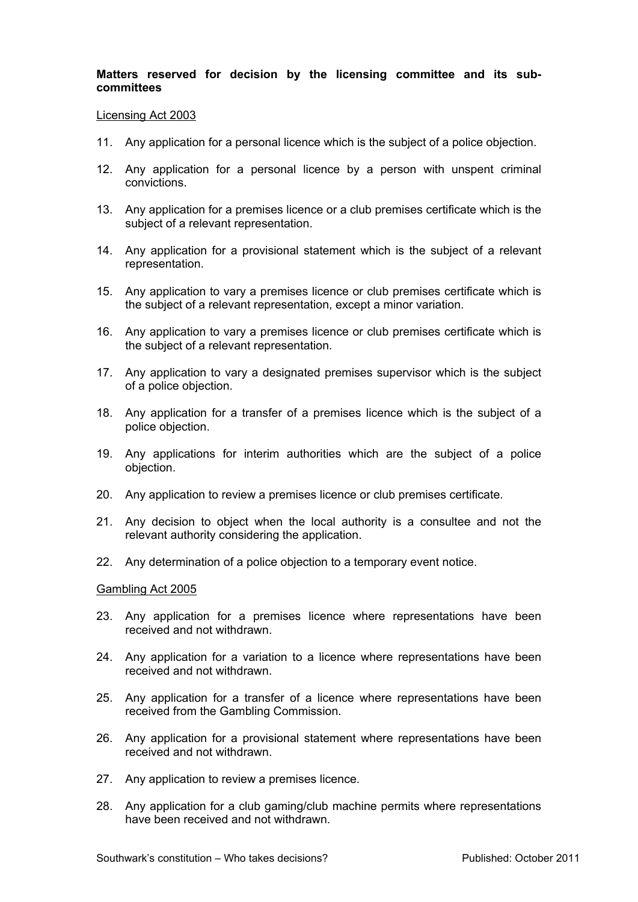**Matters reserved for decision by the licensing committee and its sub-committees**

Licensing Act 2003

11. Any application for a personal licence which is the subject of a police objection.

12. Any application for a personal licence by a person with unspent criminal convictions.

13. Any application for a premises licence or a club premises certificate which is the subject of a relevant representation.

14. Any application for a provisional statement which is the subject of a relevant representation.

15. Any application to vary a premises licence or club premises certificate which is the subject of a relevant representation, except a minor variation.

16. Any application to vary a premises licence or club premises certificate which is the subject of a relevant representation.

17. Any application to vary a designated premises supervisor which is the subject of a police objection.

18. Any application for a transfer of a premises licence which is the subject of a police objection.

19. Any applications for interim authorities which are the subject of a police objection.

20. Any application to review a premises licence or club premises certificate.

21. Any decision to object when the local authority is a consultee and not the relevant authority considering the application.

22. Any determination of a police objection to a temporary event notice.

Gambling Act 2005

23. Any application for a premises licence where representations have been received and not withdrawn.

24. Any application for a variation to a licence where representations have been received and not withdrawn.

25. Any application for a transfer of a licence where representations have been received from the Gambling Commission.

26. Any application for a provisional statement where representations have been received and not withdrawn.

27. Any application to review a premises licence.

28. Any application for a club gaming/club machine permits where representations have been received and not withdrawn.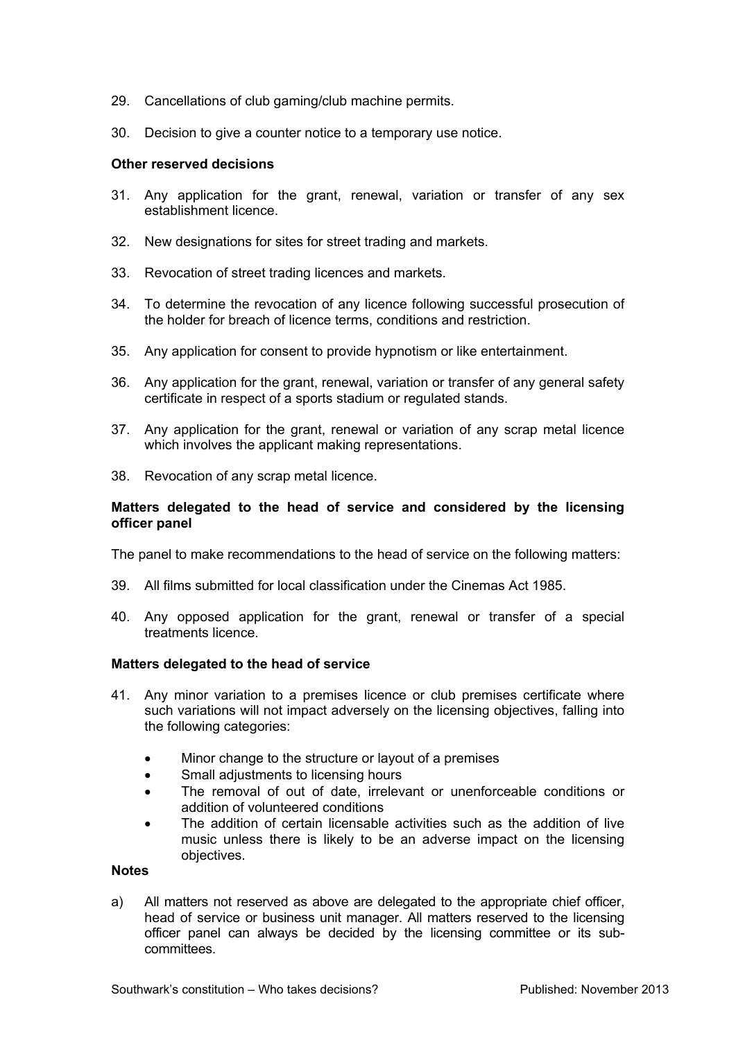29. Cancellations of club gaming/club machine permits.

30. Decision to give a counter notice to a temporary use notice.

**Other reserved decisions**

31. Any application for the grant, renewal, variation or transfer of any sex establishment licence.

32. New designations for sites for street trading and markets.

33. Revocation of street trading licences and markets.

34. To determine the revocation of any licence following successful prosecution of the holder for breach of licence terms, conditions and restriction.

35. Any application for consent to provide hypnotism or like entertainment.

36. Any application for the grant, renewal, variation or transfer of any general safety certificate in respect of a sports stadium or regulated stands.

37. Any application for the grant, renewal or variation of any scrap metal licence which involves the applicant making representations.

38. Revocation of any scrap metal licence.

**Matters delegated to the head of service and considered by the licensing officer panel**

The panel to make recommendations to the head of service on the following matters:

39. All films submitted for local classification under the Cinemas Act 1985.

40. Any opposed application for the grant, renewal or transfer of a special treatments licence.

**Matters delegated to the head of service**

41. Any minor variation to a premises licence or club premises certificate where such variations will not impact adversely on the licensing objectives, falling into the following categories:

    - Minor change to the structure or layout of a premises
    - Small adjustments to licensing hours
    - The removal of out of date, irrelevant or unenforceable conditions or addition of volunteered conditions
    - The addition of certain licensable activities such as the addition of live music unless there is likely to be an adverse impact on the licensing objectives.

**Notes**

a) All matters not reserved as above are delegated to the appropriate chief officer, head of service or business unit manager. All matters reserved to the licensing officer panel can always be decided by the licensing committee or its sub-committees.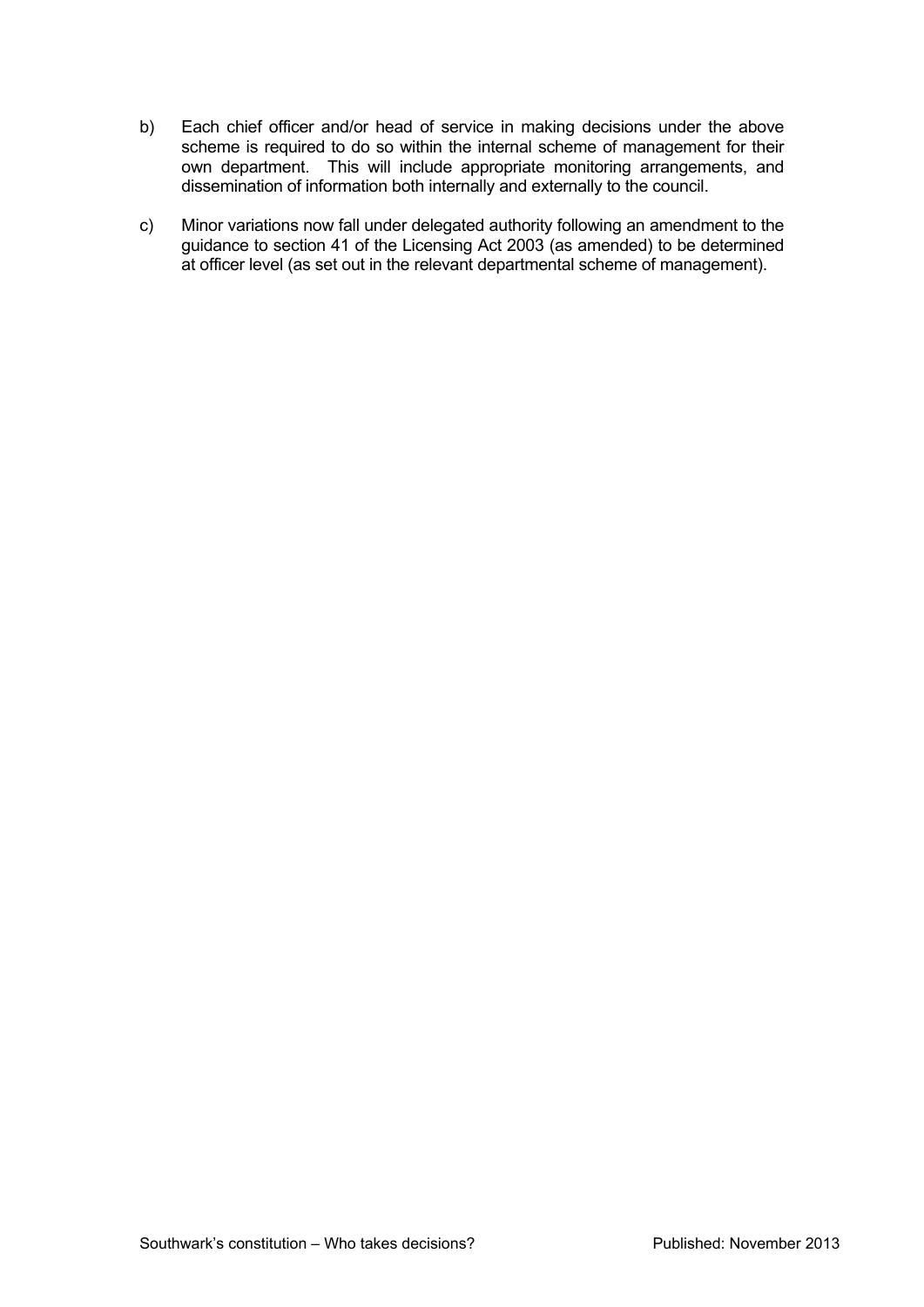b) Each chief officer and/or head of service in making decisions under the above scheme is required to do so within the internal scheme of management for their own department. This will include appropriate monitoring arrangements, and dissemination of information both internally and externally to the council.

c) Minor variations now fall under delegated authority following an amendment to the guidance to section 41 of the Licensing Act 2003 (as amended) to be determined at officer level (as set out in the relevant departmental scheme of management).